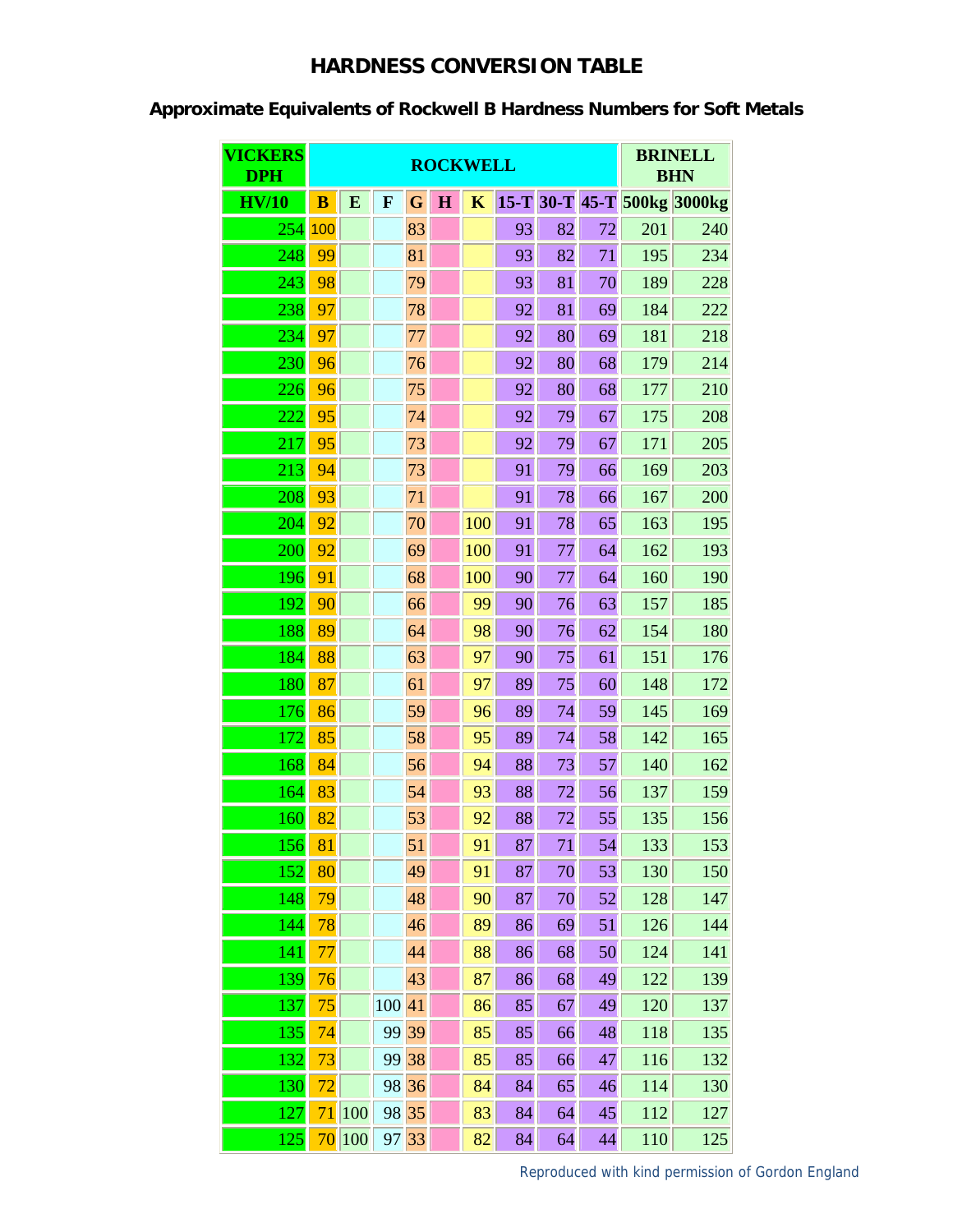# HARDNESS CONVERSION TABLE

## Approximate Equivalents of Rockwell B Hardness Numbers for Soft Metals

| VICKERS DPH | ROCKWELL | | | | | | | | | BRINELL BHN | |
|---|---|---|---|---|---|---|---|---|---|---|---|
| HV/10 | B | E | F | G | H | K | 15-T | 30-T | 45-T | 500kg | 3000kg |
| 254 | 100 | | | 83 | | | 93 | 82 | 72 | 201 | 240 |
| 248 | 99 | | | 81 | | | 93 | 82 | 71 | 195 | 234 |
| 243 | 98 | | | 79 | | | 93 | 81 | 70 | 189 | 228 |
| 238 | 97 | | | 78 | | | 92 | 81 | 69 | 184 | 222 |
| 234 | 97 | | | 77 | | | 92 | 80 | 69 | 181 | 218 |
| 230 | 96 | | | 76 | | | 92 | 80 | 68 | 179 | 214 |
| 226 | 96 | | | 75 | | | 92 | 80 | 68 | 177 | 210 |
| 222 | 95 | | | 74 | | | 92 | 79 | 67 | 175 | 208 |
| 217 | 95 | | | 73 | | | 92 | 79 | 67 | 171 | 205 |
| 213 | 94 | | | 73 | | | 91 | 79 | 66 | 169 | 203 |
| 208 | 93 | | | 71 | | | 91 | 78 | 66 | 167 | 200 |
| 204 | 92 | | | 70 | | 100 | 91 | 78 | 65 | 163 | 195 |
| 200 | 92 | | | 69 | | 100 | 91 | 77 | 64 | 162 | 193 |
| 196 | 91 | | | 68 | | 100 | 90 | 77 | 64 | 160 | 190 |
| 192 | 90 | | | 66 | | 99 | 90 | 76 | 63 | 157 | 185 |
| 188 | 89 | | | 64 | | 98 | 90 | 76 | 62 | 154 | 180 |
| 184 | 88 | | | 63 | | 97 | 90 | 75 | 61 | 151 | 176 |
| 180 | 87 | | | 61 | | 97 | 89 | 75 | 60 | 148 | 172 |
| 176 | 86 | | | 59 | | 96 | 89 | 74 | 59 | 145 | 169 |
| 172 | 85 | | | 58 | | 95 | 89 | 74 | 58 | 142 | 165 |
| 168 | 84 | | | 56 | | 94 | 88 | 73 | 57 | 140 | 162 |
| 164 | 83 | | | 54 | | 93 | 88 | 72 | 56 | 137 | 159 |
| 160 | 82 | | | 53 | | 92 | 88 | 72 | 55 | 135 | 156 |
| 156 | 81 | | | 51 | | 91 | 87 | 71 | 54 | 133 | 153 |
| 152 | 80 | | | 49 | | 91 | 87 | 70 | 53 | 130 | 150 |
| 148 | 79 | | | 48 | | 90 | 87 | 70 | 52 | 128 | 147 |
| 144 | 78 | | | 46 | | 89 | 86 | 69 | 51 | 126 | 144 |
| 141 | 77 | | | 44 | | 88 | 86 | 68 | 50 | 124 | 141 |
| 139 | 76 | | | 43 | | 87 | 86 | 68 | 49 | 122 | 139 |
| 137 | 75 | | 100 | 41 | | 86 | 85 | 67 | 49 | 120 | 137 |
| 135 | 74 | | 99 | 39 | | 85 | 85 | 66 | 48 | 118 | 135 |
| 132 | 73 | | 99 | 38 | | 85 | 85 | 66 | 47 | 116 | 132 |
| 130 | 72 | | 98 | 36 | | 84 | 84 | 65 | 46 | 114 | 130 |
| 127 | 71 | 100 | 98 | 35 | | 83 | 84 | 64 | 45 | 112 | 127 |
| 125 | 70 | 100 | 97 | 33 | | 82 | 84 | 64 | 44 | 110 | 125 |

Reproduced with kind permission of Gordon England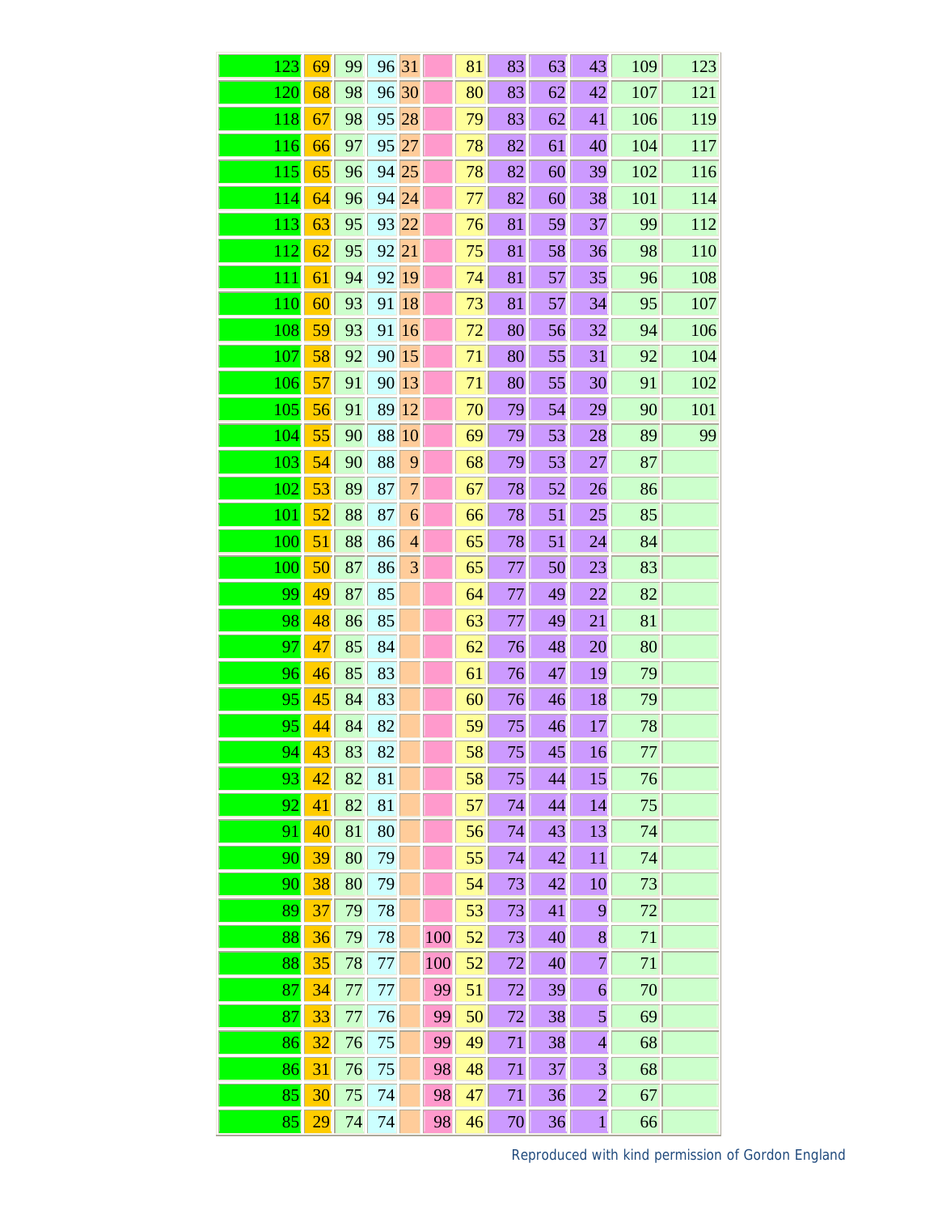| | | | | | | | | | | | |
|---|---|---|---|---|---|---|---|---|---|---|---|
| 123 | 69 | 99 | 96 | 31 | | 81 | 83 | 63 | 43 | 109 | 123 |
| 120 | 68 | 98 | 96 | 30 | | 80 | 83 | 62 | 42 | 107 | 121 |
| 118 | 67 | 98 | 95 | 28 | | 79 | 83 | 62 | 41 | 106 | 119 |
| 116 | 66 | 97 | 95 | 27 | | 78 | 82 | 61 | 40 | 104 | 117 |
| 115 | 65 | 96 | 94 | 25 | | 78 | 82 | 60 | 39 | 102 | 116 |
| 114 | 64 | 96 | 94 | 24 | | 77 | 82 | 60 | 38 | 101 | 114 |
| 113 | 63 | 95 | 93 | 22 | | 76 | 81 | 59 | 37 | 99 | 112 |
| 112 | 62 | 95 | 92 | 21 | | 75 | 81 | 58 | 36 | 98 | 110 |
| 111 | 61 | 94 | 92 | 19 | | 74 | 81 | 57 | 35 | 96 | 108 |
| 110 | 60 | 93 | 91 | 18 | | 73 | 81 | 57 | 34 | 95 | 107 |
| 108 | 59 | 93 | 91 | 16 | | 72 | 80 | 56 | 32 | 94 | 106 |
| 107 | 58 | 92 | 90 | 15 | | 71 | 80 | 55 | 31 | 92 | 104 |
| 106 | 57 | 91 | 90 | 13 | | 71 | 80 | 55 | 30 | 91 | 102 |
| 105 | 56 | 91 | 89 | 12 | | 70 | 79 | 54 | 29 | 90 | 101 |
| 104 | 55 | 90 | 88 | 10 | | 69 | 79 | 53 | 28 | 89 | 99 |
| 103 | 54 | 90 | 88 | 9 | | 68 | 79 | 53 | 27 | 87 | |
| 102 | 53 | 89 | 87 | 7 | | 67 | 78 | 52 | 26 | 86 | |
| 101 | 52 | 88 | 87 | 6 | | 66 | 78 | 51 | 25 | 85 | |
| 100 | 51 | 88 | 86 | 4 | | 65 | 78 | 51 | 24 | 84 | |
| 100 | 50 | 87 | 86 | 3 | | 65 | 77 | 50 | 23 | 83 | |
| 99 | 49 | 87 | 85 | | | 64 | 77 | 49 | 22 | 82 | |
| 98 | 48 | 86 | 85 | | | 63 | 77 | 49 | 21 | 81 | |
| 97 | 47 | 85 | 84 | | | 62 | 76 | 48 | 20 | 80 | |
| 96 | 46 | 85 | 83 | | | 61 | 76 | 47 | 19 | 79 | |
| 95 | 45 | 84 | 83 | | | 60 | 76 | 46 | 18 | 79 | |
| 95 | 44 | 84 | 82 | | | 59 | 75 | 46 | 17 | 78 | |
| 94 | 43 | 83 | 82 | | | 58 | 75 | 45 | 16 | 77 | |
| 93 | 42 | 82 | 81 | | | 58 | 75 | 44 | 15 | 76 | |
| 92 | 41 | 82 | 81 | | | 57 | 74 | 44 | 14 | 75 | |
| 91 | 40 | 81 | 80 | | | 56 | 74 | 43 | 13 | 74 | |
| 90 | 39 | 80 | 79 | | | 55 | 74 | 42 | 11 | 74 | |
| 90 | 38 | 80 | 79 | | | 54 | 73 | 42 | 10 | 73 | |
| 89 | 37 | 79 | 78 | | | 53 | 73 | 41 | 9 | 72 | |
| 88 | 36 | 79 | 78 | | 100 | 52 | 73 | 40 | 8 | 71 | |
| 88 | 35 | 78 | 77 | | 100 | 52 | 72 | 40 | 7 | 71 | |
| 87 | 34 | 77 | 77 | | 99 | 51 | 72 | 39 | 6 | 70 | |
| 87 | 33 | 77 | 76 | | 99 | 50 | 72 | 38 | 5 | 69 | |
| 86 | 32 | 76 | 75 | | 99 | 49 | 71 | 38 | 4 | 68 | |
| 86 | 31 | 76 | 75 | | 98 | 48 | 71 | 37 | 3 | 68 | |
| 85 | 30 | 75 | 74 | | 98 | 47 | 71 | 36 | 2 | 67 | |
| 85 | 29 | 74 | 74 | | 98 | 46 | 70 | 36 | 1 | 66 | |

Reproduced with kind permission of Gordon England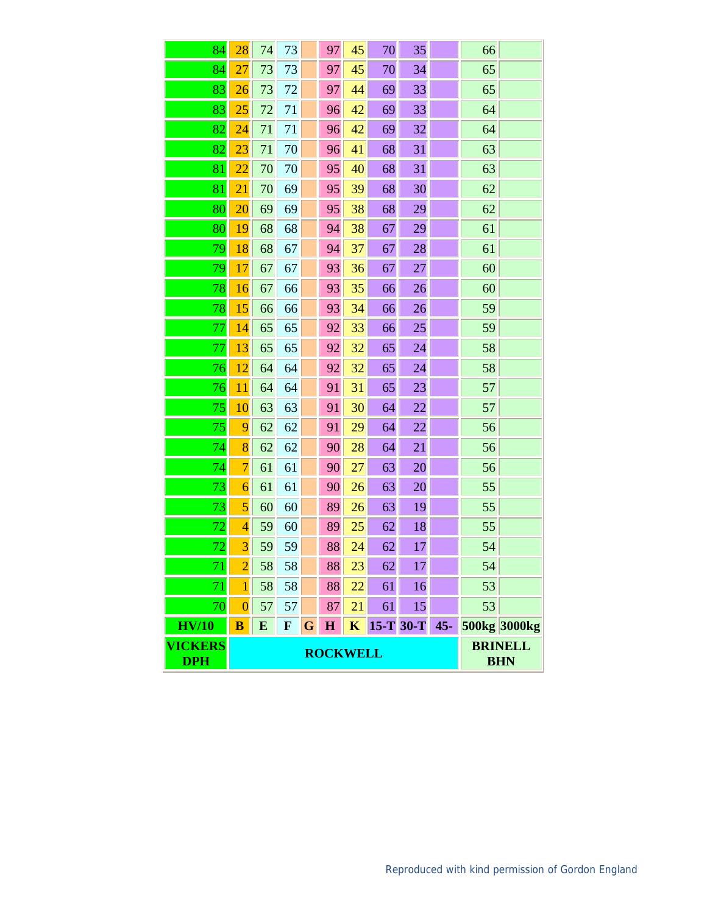| | | | | | | | | | | | |
|---|---|---|---|---|---|---|---|---|---|---|---|
| 84 | 28 | 74 | 73 | | 97 | 45 | 70 | 35 | | 66 | |
| 84 | 27 | 73 | 73 | | 97 | 45 | 70 | 34 | | 65 | |
| 83 | 26 | 73 | 72 | | 97 | 44 | 69 | 33 | | 65 | |
| 83 | 25 | 72 | 71 | | 96 | 42 | 69 | 33 | | 64 | |
| 82 | 24 | 71 | 71 | | 96 | 42 | 69 | 32 | | 64 | |
| 82 | 23 | 71 | 70 | | 96 | 41 | 68 | 31 | | 63 | |
| 81 | 22 | 70 | 70 | | 95 | 40 | 68 | 31 | | 63 | |
| 81 | 21 | 70 | 69 | | 95 | 39 | 68 | 30 | | 62 | |
| 80 | 20 | 69 | 69 | | 95 | 38 | 68 | 29 | | 62 | |
| 80 | 19 | 68 | 68 | | 94 | 38 | 67 | 29 | | 61 | |
| 79 | 18 | 68 | 67 | | 94 | 37 | 67 | 28 | | 61 | |
| 79 | 17 | 67 | 67 | | 93 | 36 | 67 | 27 | | 60 | |
| 78 | 16 | 67 | 66 | | 93 | 35 | 66 | 26 | | 60 | |
| 78 | 15 | 66 | 66 | | 93 | 34 | 66 | 26 | | 59 | |
| 77 | 14 | 65 | 65 | | 92 | 33 | 66 | 25 | | 59 | |
| 77 | 13 | 65 | 65 | | 92 | 32 | 65 | 24 | | 58 | |
| 76 | 12 | 64 | 64 | | 92 | 32 | 65 | 24 | | 58 | |
| 76 | 11 | 64 | 64 | | 91 | 31 | 65 | 23 | | 57 | |
| 75 | 10 | 63 | 63 | | 91 | 30 | 64 | 22 | | 57 | |
| 75 | 9 | 62 | 62 | | 91 | 29 | 64 | 22 | | 56 | |
| 74 | 8 | 62 | 62 | | 90 | 28 | 64 | 21 | | 56 | |
| 74 | 7 | 61 | 61 | | 90 | 27 | 63 | 20 | | 56 | |
| 73 | 6 | 61 | 61 | | 90 | 26 | 63 | 20 | | 55 | |
| 73 | 5 | 60 | 60 | | 89 | 26 | 63 | 19 | | 55 | |
| 72 | 4 | 59 | 60 | | 89 | 25 | 62 | 18 | | 55 | |
| 72 | 3 | 59 | 59 | | 88 | 24 | 62 | 17 | | 54 | |
| 71 | 2 | 58 | 58 | | 88 | 23 | 62 | 17 | | 54 | |
| 71 | 1 | 58 | 58 | | 88 | 22 | 61 | 16 | | 53 | |
| 70 | 0 | 57 | 57 | | 87 | 21 | 61 | 15 | | 53 | |
| **HV/10** | **B** | **E** | **F** | **G** | **H** | **K** | **15-T** | **30-T** | **45-** | **500kg** | **3000kg** |
| **VICKERS DPH** | **ROCKWELL** | | | | | | | | | **BRINELL BHN** | |

Reproduced with kind permission of Gordon England